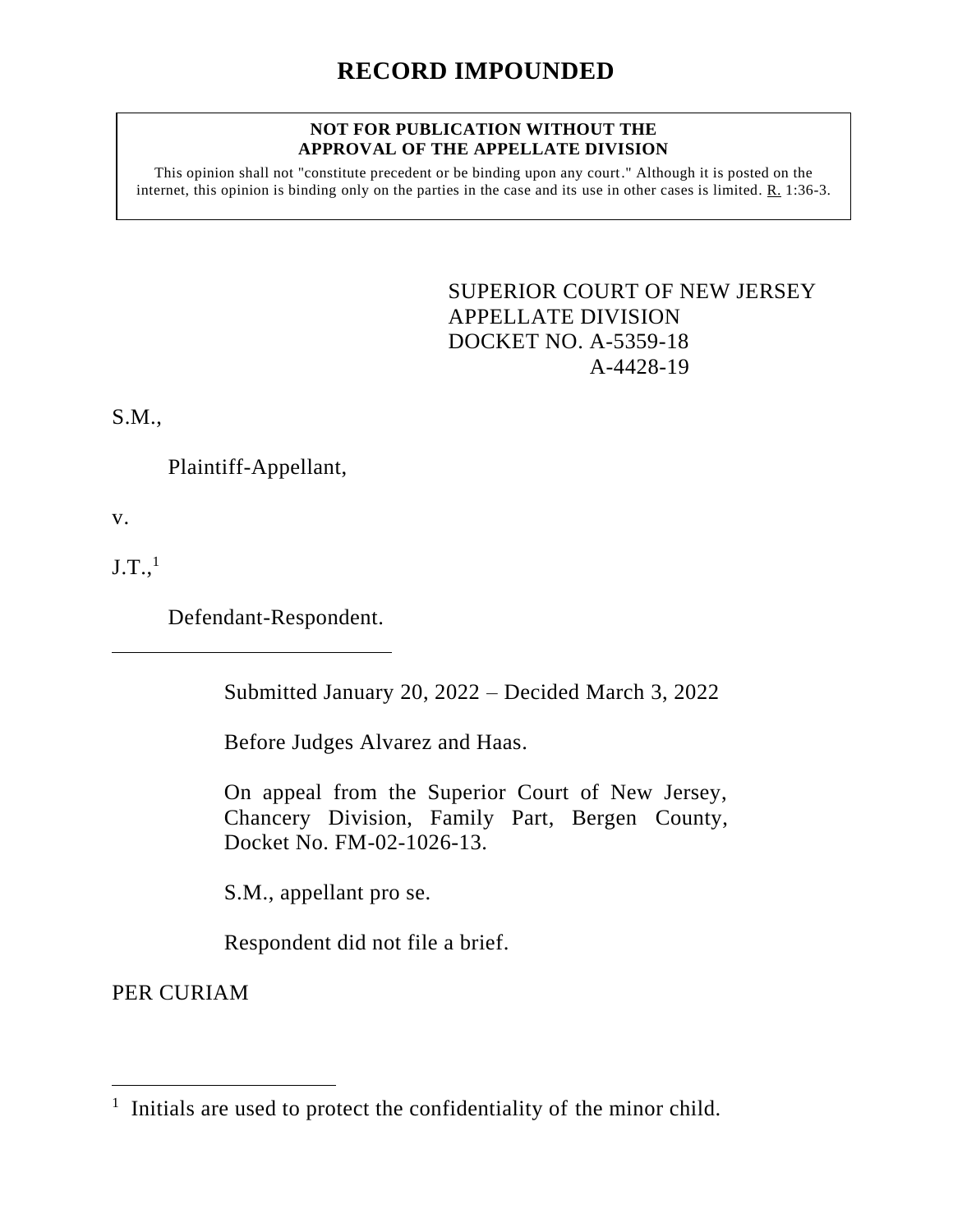# RECORD IMPOUNDED

**NOT FOR PUBLICATION WITHOUT THE APPROVAL OF THE APPELLATE DIVISION**

This opinion shall not "constitute precedent or be binding upon any court." Although it is posted on the internet, this opinion is binding only on the parties in the case and its use in other cases is limited. R. 1:36-3.

SUPERIOR COURT OF NEW JERSEY
APPELLATE DIVISION
DOCKET NO. A-5359-18
A-4428-19

S.M.,

Plaintiff-Appellant,

v.

J.T.,[1]

Defendant-Respondent.

---

Submitted January 20, 2022 – Decided March 3, 2022

Before Judges Alvarez and Haas.

On appeal from the Superior Court of New Jersey, Chancery Division, Family Part, Bergen County, Docket No. FM-02-1026-13.

S.M., appellant pro se.

Respondent did not file a brief.

PER CURIAM

---

[1] Initials are used to protect the confidentiality of the minor child.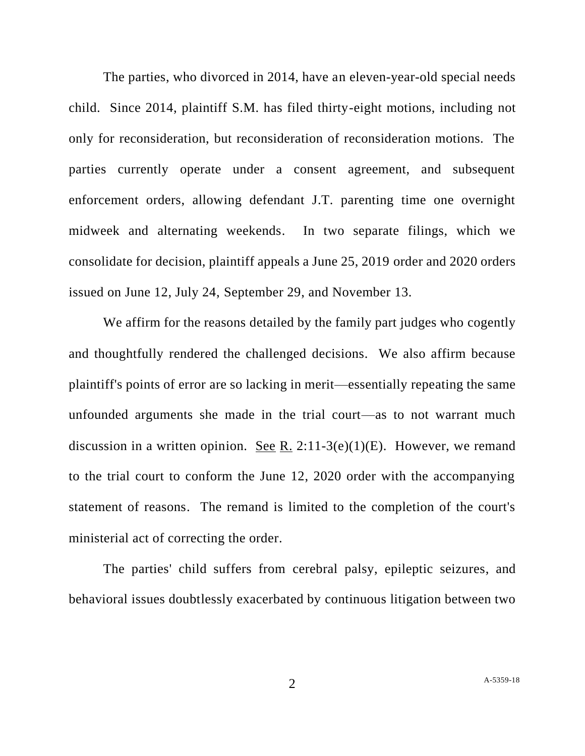The parties, who divorced in 2014, have an eleven-year-old special needs child. Since 2014, plaintiff S.M. has filed thirty-eight motions, including not only for reconsideration, but reconsideration of reconsideration motions. The parties currently operate under a consent agreement, and subsequent enforcement orders, allowing defendant J.T. parenting time one overnight midweek and alternating weekends. In two separate filings, which we consolidate for decision, plaintiff appeals a June 25, 2019 order and 2020 orders issued on June 12, July 24, September 29, and November 13.

We affirm for the reasons detailed by the family part judges who cogently and thoughtfully rendered the challenged decisions. We also affirm because plaintiff's points of error are so lacking in merit—essentially repeating the same unfounded arguments she made in the trial court—as to not warrant much discussion in a written opinion. See R. 2:11-3(e)(1)(E). However, we remand to the trial court to conform the June 12, 2020 order with the accompanying statement of reasons. The remand is limited to the completion of the court's ministerial act of correcting the order.

The parties' child suffers from cerebral palsy, epileptic seizures, and behavioral issues doubtlessly exacerbated by continuous litigation between two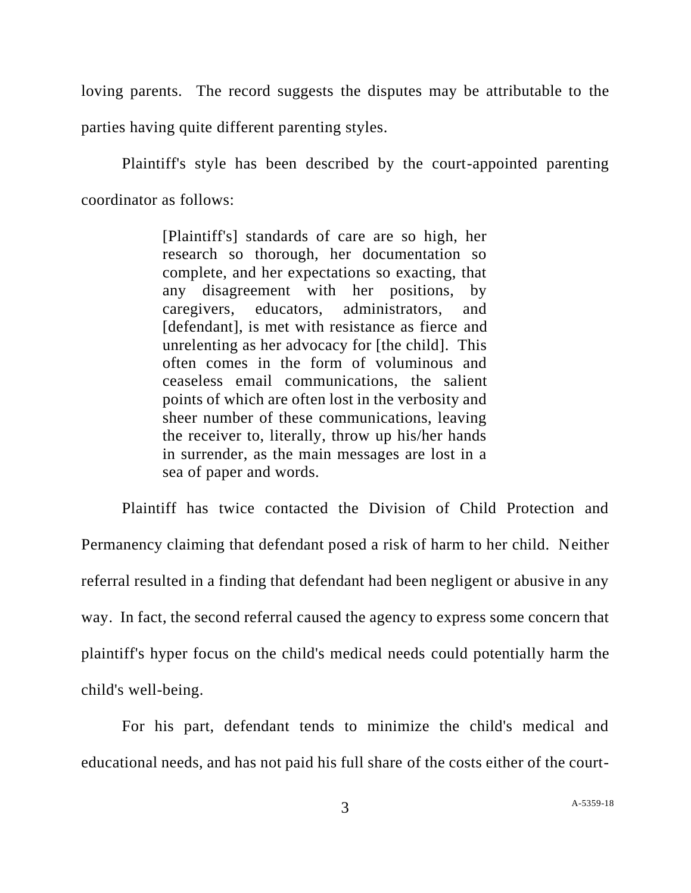loving parents. The record suggests the disputes may be attributable to the parties having quite different parenting styles.

Plaintiff's style has been described by the court-appointed parenting coordinator as follows:

> [Plaintiff's] standards of care are so high, her research so thorough, her documentation so complete, and her expectations so exacting, that any disagreement with her positions, by caregivers, educators, administrators, and [defendant], is met with resistance as fierce and unrelenting as her advocacy for [the child]. This often comes in the form of voluminous and ceaseless email communications, the salient points of which are often lost in the verbosity and sheer number of these communications, leaving the receiver to, literally, throw up his/her hands in surrender, as the main messages are lost in a sea of paper and words.

Plaintiff has twice contacted the Division of Child Protection and Permanency claiming that defendant posed a risk of harm to her child. Neither referral resulted in a finding that defendant had been negligent or abusive in any way. In fact, the second referral caused the agency to express some concern that plaintiff's hyper focus on the child's medical needs could potentially harm the child's well-being.

For his part, defendant tends to minimize the child's medical and educational needs, and has not paid his full share of the costs either of the court-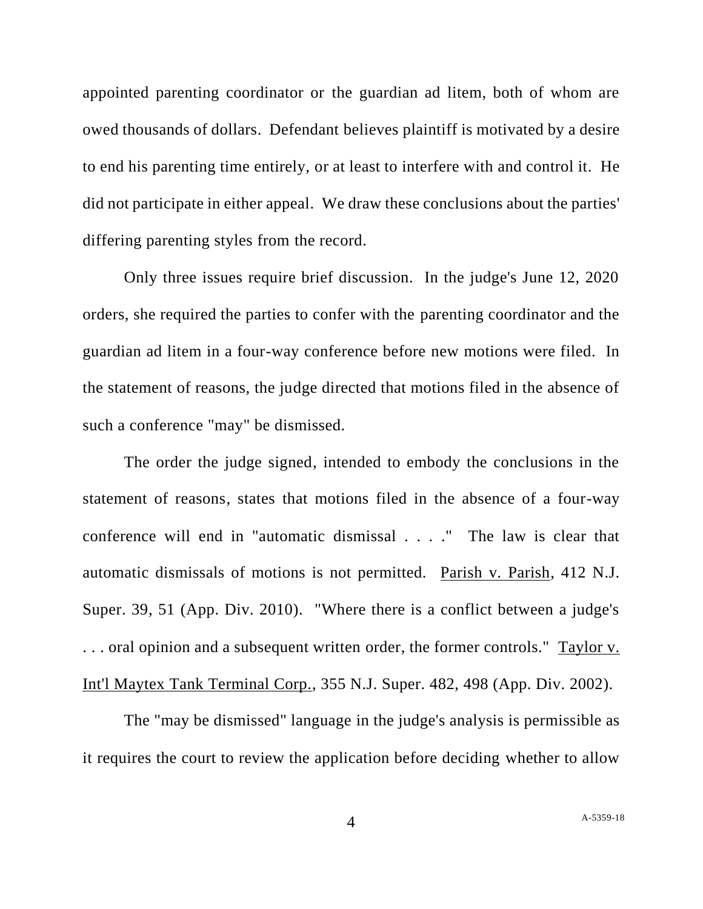appointed parenting coordinator or the guardian ad litem, both of whom are owed thousands of dollars. Defendant believes plaintiff is motivated by a desire to end his parenting time entirely, or at least to interfere with and control it. He did not participate in either appeal. We draw these conclusions about the parties' differing parenting styles from the record.

Only three issues require brief discussion. In the judge's June 12, 2020 orders, she required the parties to confer with the parenting coordinator and the guardian ad litem in a four-way conference before new motions were filed. In the statement of reasons, the judge directed that motions filed in the absence of such a conference "may" be dismissed.

The order the judge signed, intended to embody the conclusions in the statement of reasons, states that motions filed in the absence of a four-way conference will end in "automatic dismissal . . . ." The law is clear that automatic dismissals of motions is not permitted. Parish v. Parish, 412 N.J. Super. 39, 51 (App. Div. 2010). "Where there is a conflict between a judge's . . . oral opinion and a subsequent written order, the former controls." Taylor v. Int'l Maytex Tank Terminal Corp., 355 N.J. Super. 482, 498 (App. Div. 2002).

The "may be dismissed" language in the judge's analysis is permissible as it requires the court to review the application before deciding whether to allow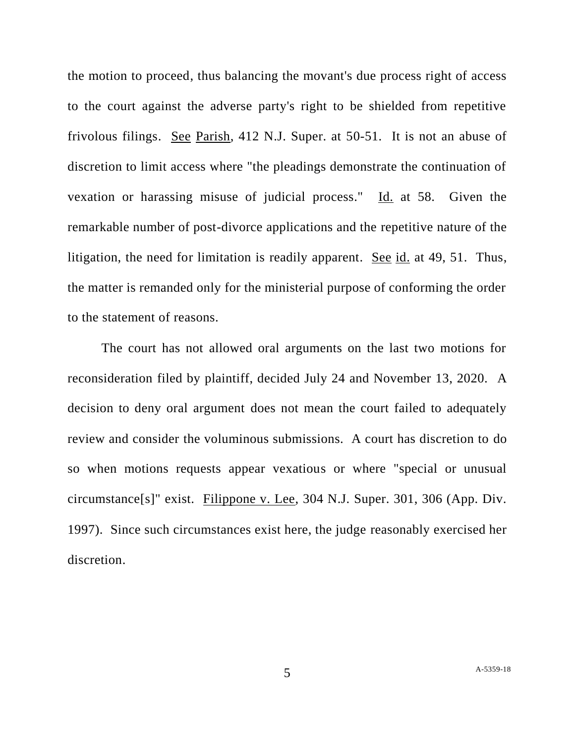the motion to proceed, thus balancing the movant's due process right of access to the court against the adverse party's right to be shielded from repetitive frivolous filings. See Parish, 412 N.J. Super. at 50-51. It is not an abuse of discretion to limit access where "the pleadings demonstrate the continuation of vexation or harassing misuse of judicial process." Id. at 58. Given the remarkable number of post-divorce applications and the repetitive nature of the litigation, the need for limitation is readily apparent. See id. at 49, 51. Thus, the matter is remanded only for the ministerial purpose of conforming the order to the statement of reasons.

The court has not allowed oral arguments on the last two motions for reconsideration filed by plaintiff, decided July 24 and November 13, 2020. A decision to deny oral argument does not mean the court failed to adequately review and consider the voluminous submissions. A court has discretion to do so when motions requests appear vexatious or where "special or unusual circumstance[s]" exist. Filippone v. Lee, 304 N.J. Super. 301, 306 (App. Div. 1997). Since such circumstances exist here, the judge reasonably exercised her discretion.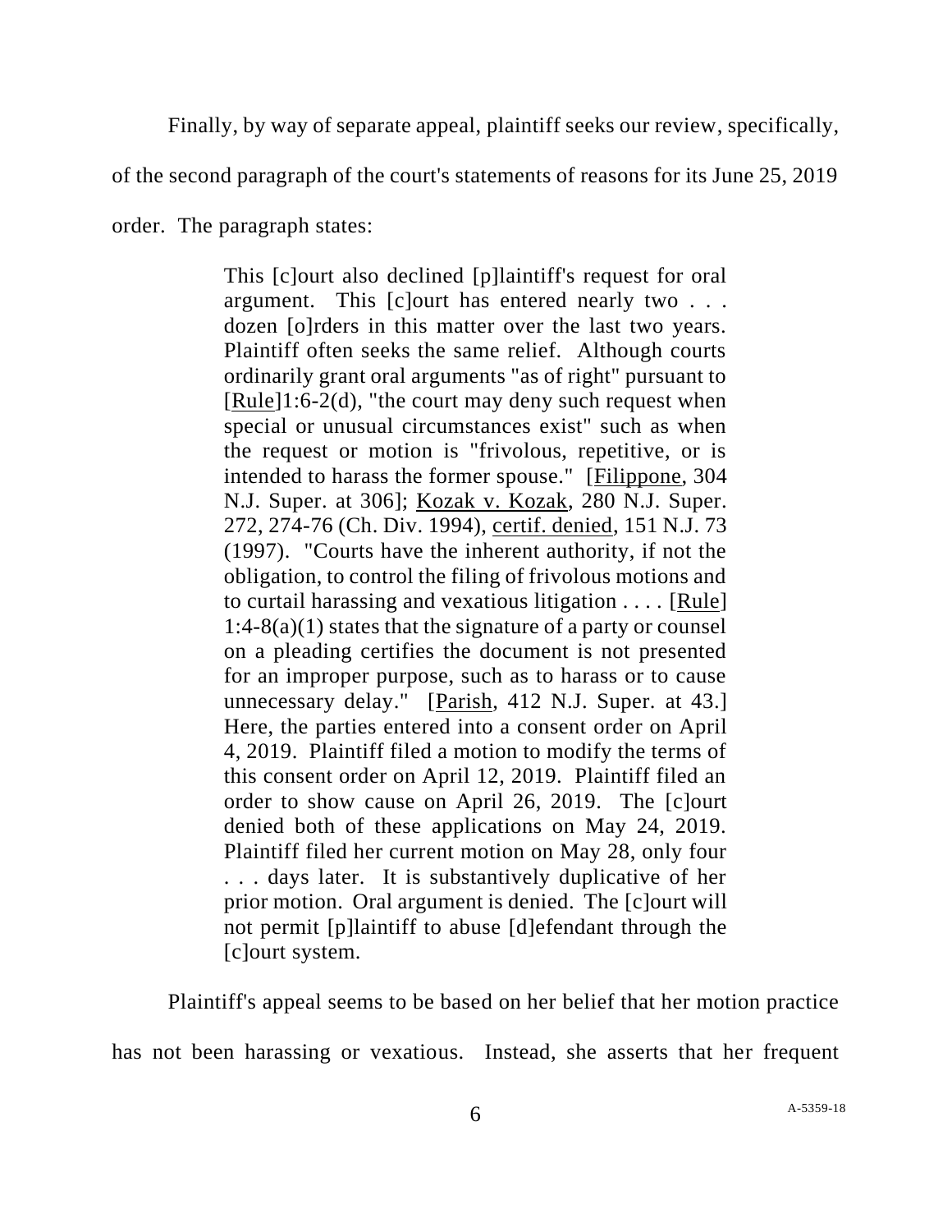Finally, by way of separate appeal, plaintiff seeks our review, specifically, of the second paragraph of the court's statements of reasons for its June 25, 2019 order. The paragraph states:

> This [c]ourt also declined [p]laintiff's request for oral argument. This [c]ourt has entered nearly two . . . dozen [o]rders in this matter over the last two years. Plaintiff often seeks the same relief. Although courts ordinarily grant oral arguments "as of right" pursuant to [Rule]1:6-2(d), "the court may deny such request when special or unusual circumstances exist" such as when the request or motion is "frivolous, repetitive, or is intended to harass the former spouse." [Filippone, 304 N.J. Super. at 306]; Kozak v. Kozak, 280 N.J. Super. 272, 274-76 (Ch. Div. 1994), certif. denied, 151 N.J. 73 (1997). "Courts have the inherent authority, if not the obligation, to control the filing of frivolous motions and to curtail harassing and vexatious litigation . . . . [Rule] 1:4-8(a)(1) states that the signature of a party or counsel on a pleading certifies the document is not presented for an improper purpose, such as to harass or to cause unnecessary delay." [Parish, 412 N.J. Super. at 43.] Here, the parties entered into a consent order on April 4, 2019. Plaintiff filed a motion to modify the terms of this consent order on April 12, 2019. Plaintiff filed an order to show cause on April 26, 2019. The [c]ourt denied both of these applications on May 24, 2019. Plaintiff filed her current motion on May 28, only four . . . days later. It is substantively duplicative of her prior motion. Oral argument is denied. The [c]ourt will not permit [p]laintiff to abuse [d]efendant through the [c]ourt system.

Plaintiff's appeal seems to be based on her belief that her motion practice has not been harassing or vexatious. Instead, she asserts that her frequent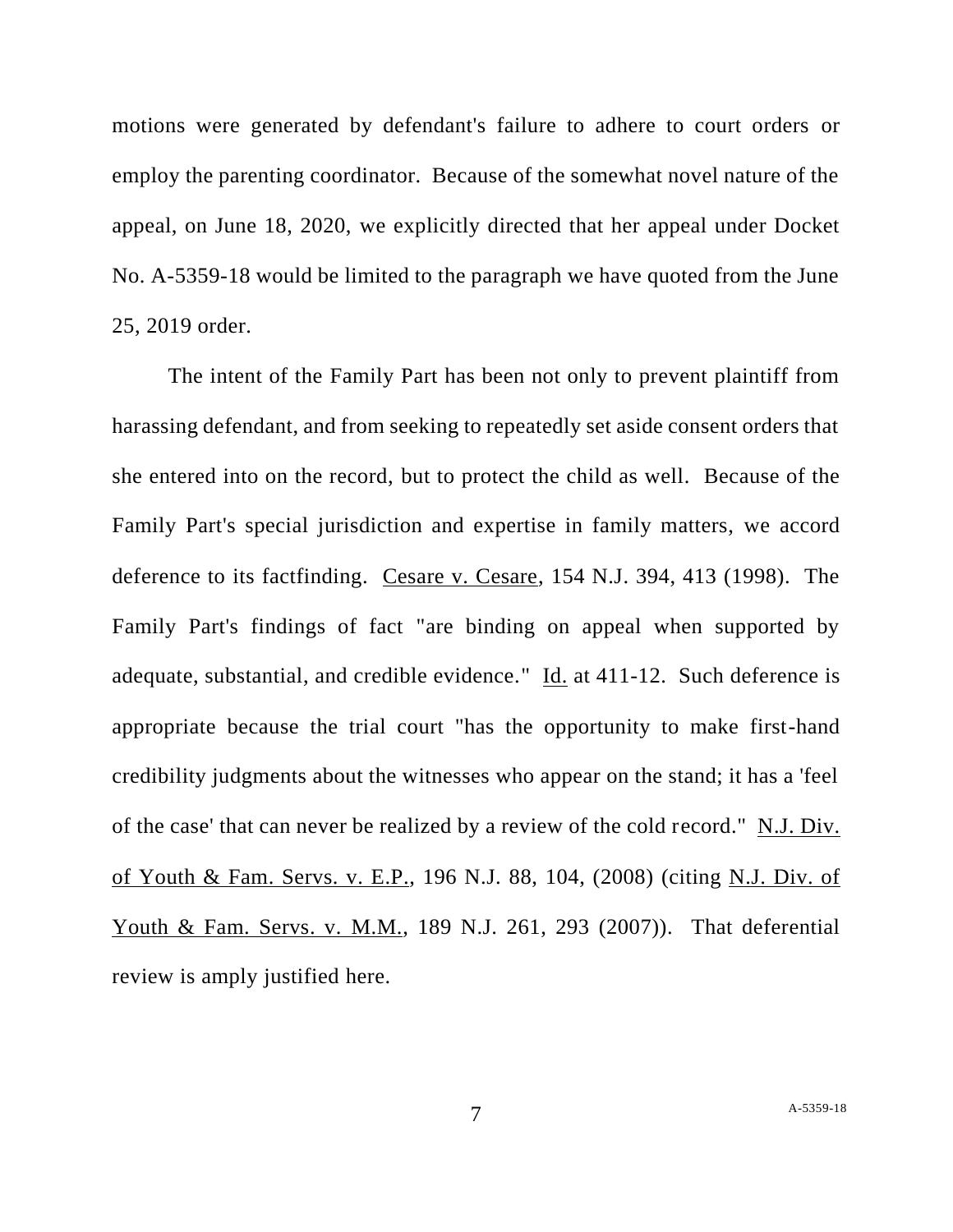motions were generated by defendant's failure to adhere to court orders or employ the parenting coordinator. Because of the somewhat novel nature of the appeal, on June 18, 2020, we explicitly directed that her appeal under Docket No. A-5359-18 would be limited to the paragraph we have quoted from the June 25, 2019 order.

The intent of the Family Part has been not only to prevent plaintiff from harassing defendant, and from seeking to repeatedly set aside consent orders that she entered into on the record, but to protect the child as well. Because of the Family Part's special jurisdiction and expertise in family matters, we accord deference to its factfinding. Cesare v. Cesare, 154 N.J. 394, 413 (1998). The Family Part's findings of fact "are binding on appeal when supported by adequate, substantial, and credible evidence." Id. at 411-12. Such deference is appropriate because the trial court "has the opportunity to make first-hand credibility judgments about the witnesses who appear on the stand; it has a 'feel of the case' that can never be realized by a review of the cold record." N.J. Div. of Youth & Fam. Servs. v. E.P., 196 N.J. 88, 104, (2008) (citing N.J. Div. of Youth & Fam. Servs. v. M.M., 189 N.J. 261, 293 (2007)). That deferential review is amply justified here.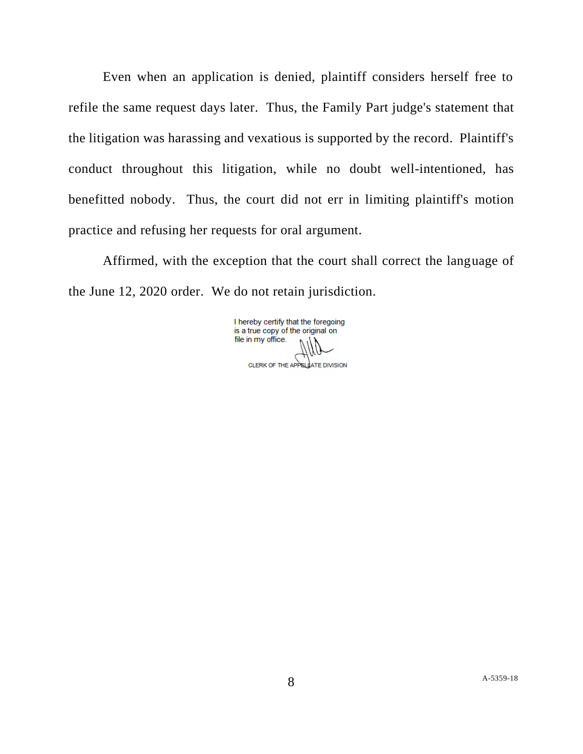Even when an application is denied, plaintiff considers herself free to refile the same request days later. Thus, the Family Part judge's statement that the litigation was harassing and vexatious is supported by the record. Plaintiff's conduct throughout this litigation, while no doubt well-intentioned, has benefitted nobody. Thus, the court did not err in limiting plaintiff's motion practice and refusing her requests for oral argument.

Affirmed, with the exception that the court shall correct the language of the June 12, 2020 order. We do not retain jurisdiction.

I hereby certify that the foregoing is a true copy of the original on file in my office.

CLERK OF THE APPELLATE DIVISION